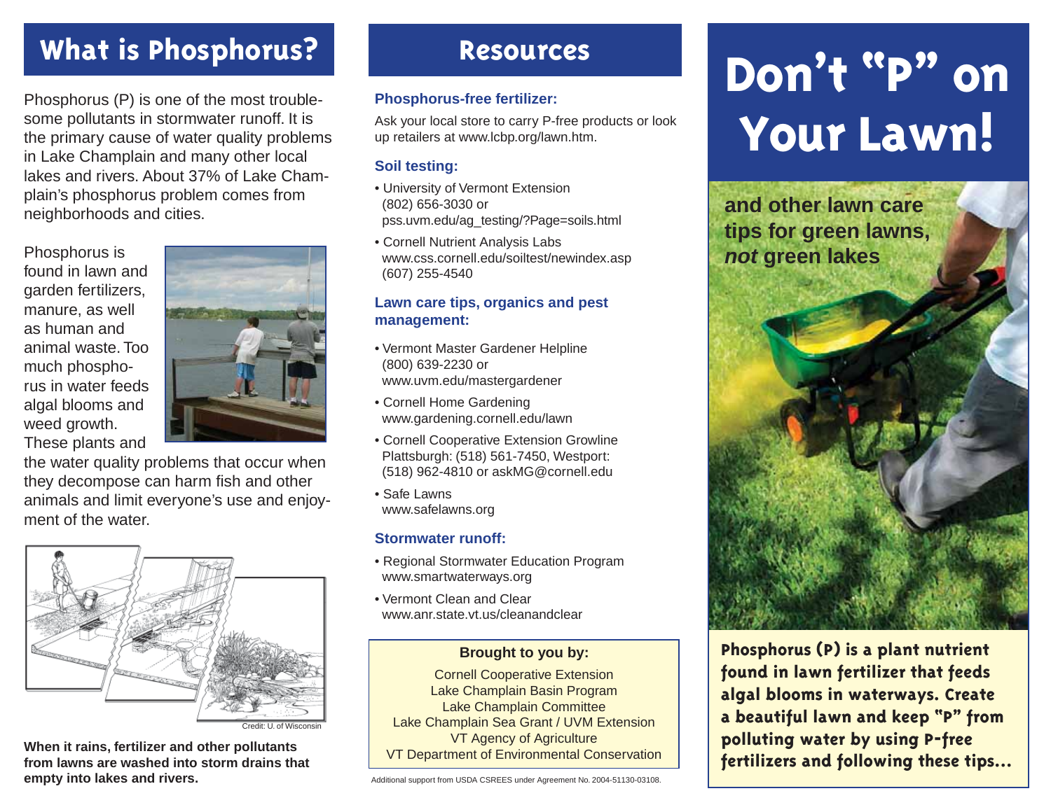## What is Phosphorus?

Phosphorus (P) is one of the most troublesome pollutants in stormwater runoff. It is the primary cause of water quality problems in Lake Champlain and many other local lakes and rivers. About 37% of Lake Champlain's phosphorus problem comes from neighborhoods and cities.

Phosphorus is found in lawn and garden fertilizers, manure, as well as human and animal waste. Too much phosphorus in water feeds algal blooms and weed growth. These plants and the water quality problems that occur when they decompose can harm fish and other animals and limit everyone's use and enjoyment of the water.

Credit: U. of Wisconsin

**When it rains, fertilizer and other pollutants from lawns are washed into storm drains that empty into lakes and rivers.**

## Resources

**Phosphorus-free fertilizer:**

Ask your local store to carry P-free products or look up retailers at www.lcbp.org/lawn.htm.

**Soil testing:**

- University of Vermont Extension (802) 656-3030 or pss.uvm.edu/ag_testing/?Page=soils.html
- Cornell Nutrient Analysis Labs www.css.cornell.edu/soiltest/newindex.asp (607) 255-4540

**Lawn care tips, organics and pest management:**

- Vermont Master Gardener Helpline (800) 639-2230 or www.uvm.edu/mastergardener
- Cornell Home Gardening www.gardening.cornell.edu/lawn
- Cornell Cooperative Extension Growline Plattsburgh: (518) 561-7450, Westport: (518) 962-4810 or askMG@cornell.edu
- Safe Lawns www.safelawns.org

**Stormwater runoff:**

- Regional Stormwater Education Program www.smartwaterways.org
- Vermont Clean and Clear www.anr.state.vt.us/cleanandclear

**Brought to you by:**

Cornell Cooperative Extension
Lake Champlain Basin Program
Lake Champlain Committee
Lake Champlain Sea Grant / UVM Extension
VT Agency of Agriculture
VT Department of Environmental Conservation

Additional support from USDA CSREES under Agreement No. 2004-51130-03108.

# Don't "P" on Your Lawn!

**and other lawn care tips for green lawns, *not* green lakes**

**Phosphorus (P) is a plant nutrient found in lawn fertilizer that feeds algal blooms in waterways. Create a beautiful lawn and keep "P" from polluting water by using P-free fertilizers and following these tips...**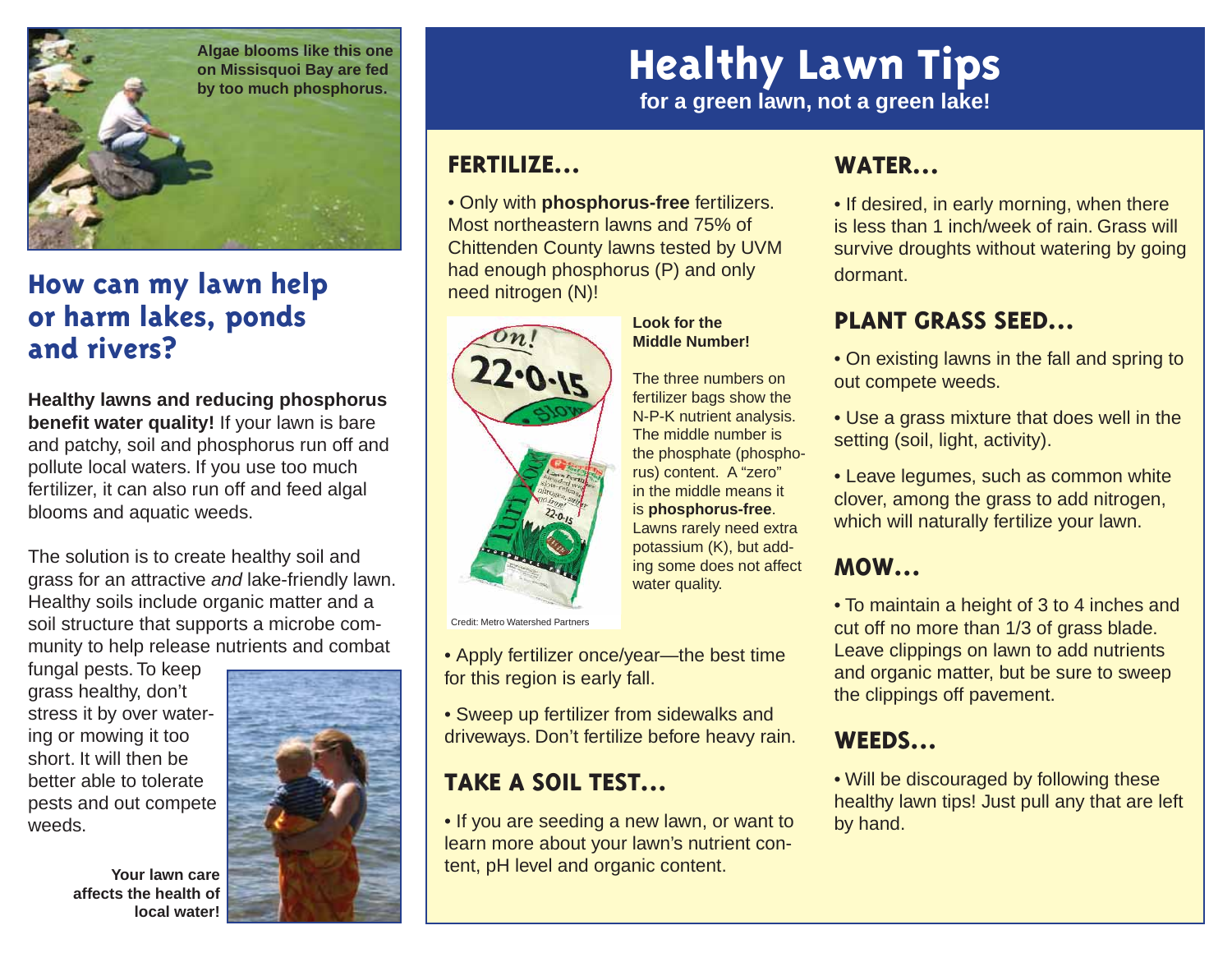Algae blooms like this one on Missisquoi Bay are fed by too much phosphorus.

## How can my lawn help or harm lakes, ponds and rivers?

**Healthy lawns and reducing phosphorus benefit water quality!** If your lawn is bare and patchy, soil and phosphorus run off and pollute local waters. If you use too much fertilizer, it can also run off and feed algal blooms and aquatic weeds.

The solution is to create healthy soil and grass for an attractive *and* lake-friendly lawn. Healthy soils include organic matter and a soil structure that supports a microbe community to help release nutrients and combat fungal pests. To keep grass healthy, don't stress it by over watering or mowing it too short. It will then be better able to tolerate pests and out compete weeds.

**Your lawn care affects the health of local water!**

# Healthy Lawn Tips

**for a green lawn, not a green lake!**

## FERTILIZE…

• Only with **phosphorus-free** fertilizers. Most northeastern lawns and 75% of Chittenden County lawns tested by UVM had enough phosphorus (P) and only need nitrogen (N)!

**Look for the Middle Number!**

The three numbers on fertilizer bags show the N-P-K nutrient analysis. The middle number is the phosphate (phosphorus) content. A "zero" in the middle means it is **phosphorus-free**. Lawns rarely need extra potassium (K), but adding some does not affect water quality.

Credit: Metro Watershed Partners

• Apply fertilizer once/year—the best time for this region is early fall.

• Sweep up fertilizer from sidewalks and driveways. Don't fertilize before heavy rain.

## TAKE A SOIL TEST…

• If you are seeding a new lawn, or want to learn more about your lawn's nutrient content, pH level and organic content.

## WATER…

• If desired, in early morning, when there is less than 1 inch/week of rain. Grass will survive droughts without watering by going dormant.

## PLANT GRASS SEED…

• On existing lawns in the fall and spring to out compete weeds.

• Use a grass mixture that does well in the setting (soil, light, activity).

• Leave legumes, such as common white clover, among the grass to add nitrogen, which will naturally fertilize your lawn.

## MOW…

• To maintain a height of 3 to 4 inches and cut off no more than 1/3 of grass blade. Leave clippings on lawn to add nutrients and organic matter, but be sure to sweep the clippings off pavement.

## WEEDS…

• Will be discouraged by following these healthy lawn tips! Just pull any that are left by hand.